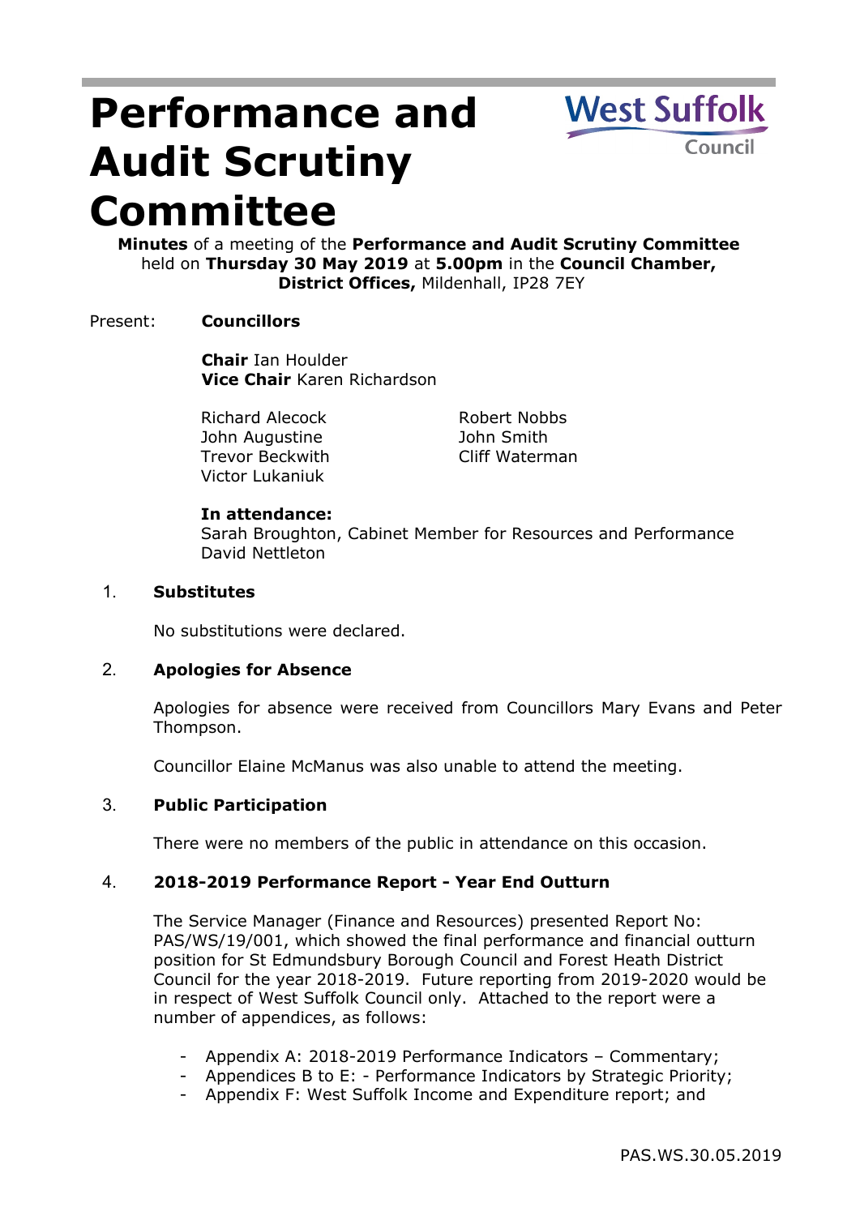# Performance and Audit Scrutiny Committee

**Minutes** of a meeting of the **Performance and Audit Scrutiny Committee** held on **Thursday 30 May 2019** at **5.00pm** in the **Council Chamber, District Offices,** Mildenhall, IP28 7EY

Present: **Councillors**

**Chair** Ian Houlder
**Vice Chair** Karen Richardson

Richard Alecock
John Augustine
Trevor Beckwith
Victor Lukaniuk
Robert Nobbs
John Smith
Cliff Waterman

**In attendance:**
Sarah Broughton, Cabinet Member for Resources and Performance
David Nettleton

## 1. Substitutes

No substitutions were declared.

## 2. Apologies for Absence

Apologies for absence were received from Councillors Mary Evans and Peter Thompson.

Councillor Elaine McManus was also unable to attend the meeting.

## 3. Public Participation

There were no members of the public in attendance on this occasion.

## 4. 2018-2019 Performance Report - Year End Outturn

The Service Manager (Finance and Resources) presented Report No: PAS/WS/19/001, which showed the final performance and financial outturn position for St Edmundsbury Borough Council and Forest Heath District Council for the year 2018-2019. Future reporting from 2019-2020 would be in respect of West Suffolk Council only. Attached to the report were a number of appendices, as follows:

- Appendix A: 2018-2019 Performance Indicators – Commentary;
- Appendices B to E: - Performance Indicators by Strategic Priority;
- Appendix F: West Suffolk Income and Expenditure report; and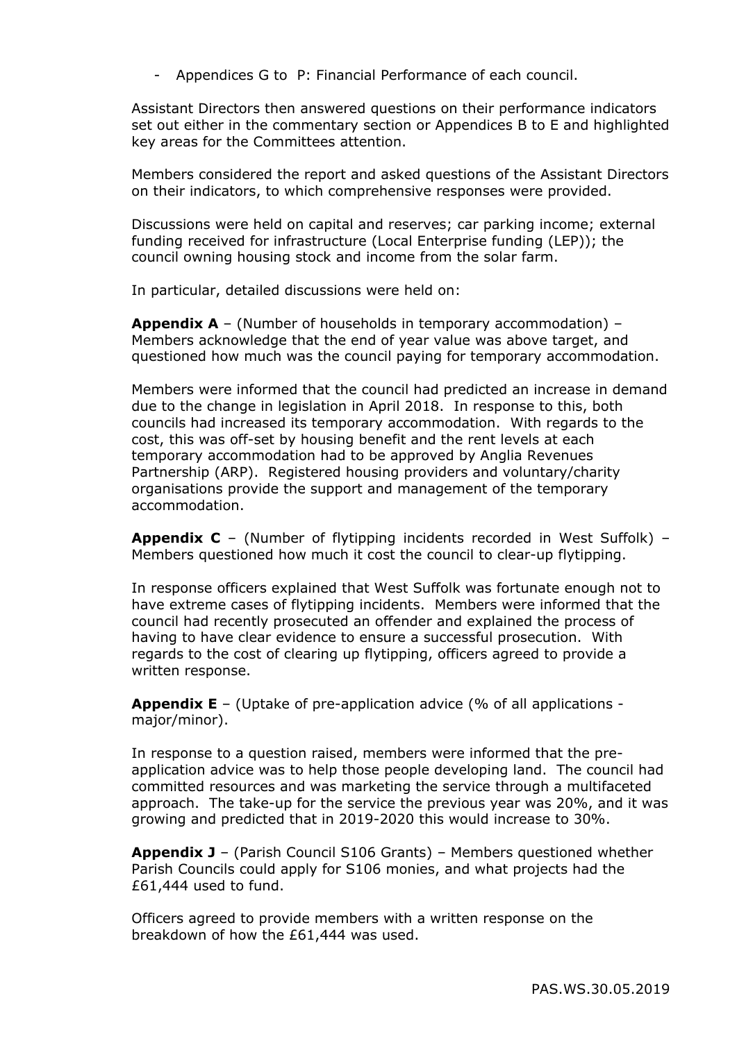- Appendices G to P: Financial Performance of each council.

Assistant Directors then answered questions on their performance indicators set out either in the commentary section or Appendices B to E and highlighted key areas for the Committees attention.

Members considered the report and asked questions of the Assistant Directors on their indicators, to which comprehensive responses were provided.

Discussions were held on capital and reserves; car parking income; external funding received for infrastructure (Local Enterprise funding (LEP)); the council owning housing stock and income from the solar farm.

In particular, detailed discussions were held on:

**Appendix A** – (Number of households in temporary accommodation) – Members acknowledge that the end of year value was above target, and questioned how much was the council paying for temporary accommodation.

Members were informed that the council had predicted an increase in demand due to the change in legislation in April 2018. In response to this, both councils had increased its temporary accommodation. With regards to the cost, this was off-set by housing benefit and the rent levels at each temporary accommodation had to be approved by Anglia Revenues Partnership (ARP). Registered housing providers and voluntary/charity organisations provide the support and management of the temporary accommodation.

**Appendix C** – (Number of flytipping incidents recorded in West Suffolk) – Members questioned how much it cost the council to clear-up flytipping.

In response officers explained that West Suffolk was fortunate enough not to have extreme cases of flytipping incidents. Members were informed that the council had recently prosecuted an offender and explained the process of having to have clear evidence to ensure a successful prosecution. With regards to the cost of clearing up flytipping, officers agreed to provide a written response.

**Appendix E** – (Uptake of pre-application advice (% of all applications - major/minor).

In response to a question raised, members were informed that the pre-application advice was to help those people developing land. The council had committed resources and was marketing the service through a multifaceted approach. The take-up for the service the previous year was 20%, and it was growing and predicted that in 2019-2020 this would increase to 30%.

**Appendix J** – (Parish Council S106 Grants) – Members questioned whether Parish Councils could apply for S106 monies, and what projects had the £61,444 used to fund.

Officers agreed to provide members with a written response on the breakdown of how the £61,444 was used.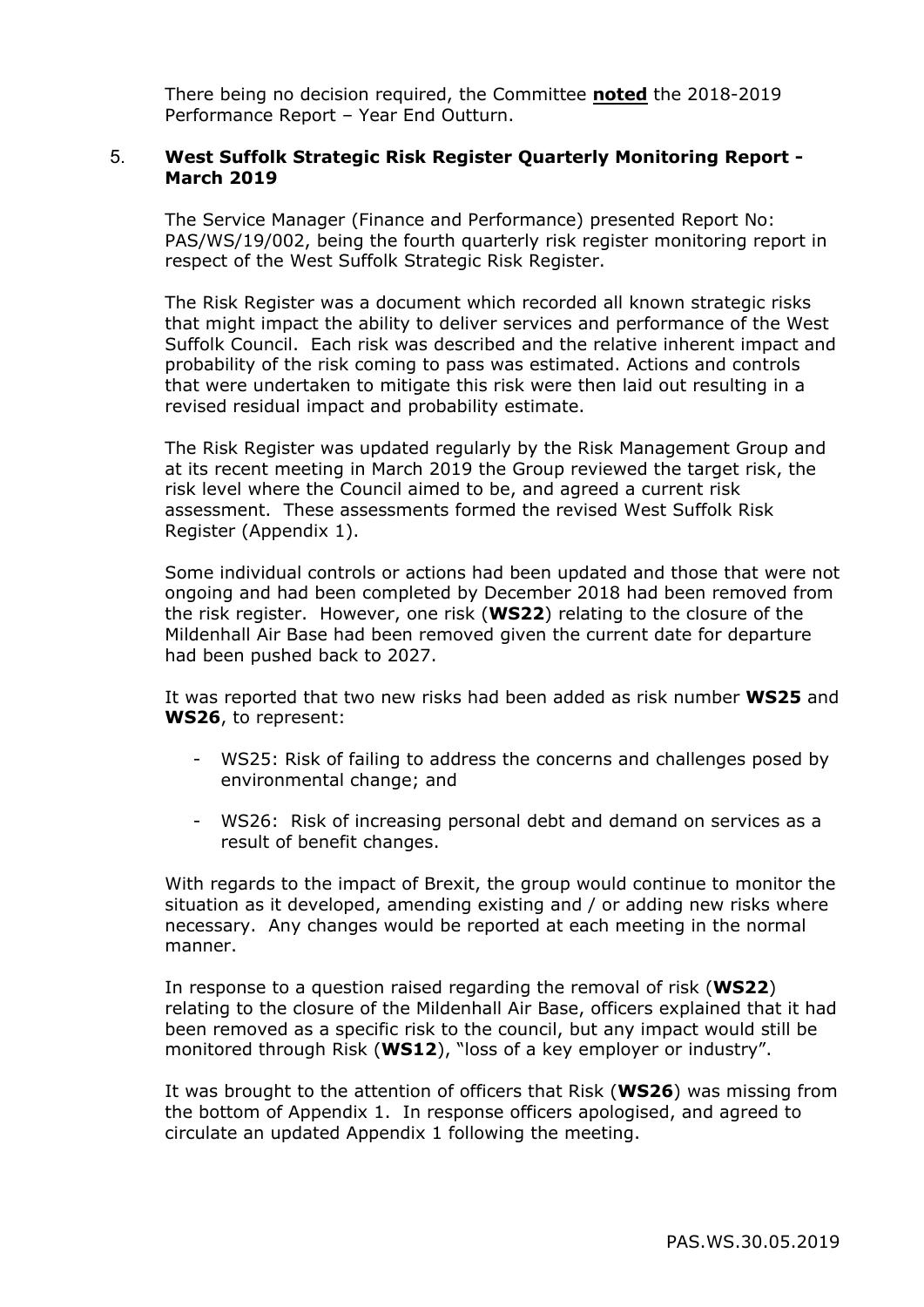There being no decision required, the Committee **noted** the 2018-2019 Performance Report – Year End Outturn.

5. **West Suffolk Strategic Risk Register Quarterly Monitoring Report - March 2019**

The Service Manager (Finance and Performance) presented Report No: PAS/WS/19/002, being the fourth quarterly risk register monitoring report in respect of the West Suffolk Strategic Risk Register.

The Risk Register was a document which recorded all known strategic risks that might impact the ability to deliver services and performance of the West Suffolk Council. Each risk was described and the relative inherent impact and probability of the risk coming to pass was estimated. Actions and controls that were undertaken to mitigate this risk were then laid out resulting in a revised residual impact and probability estimate.

The Risk Register was updated regularly by the Risk Management Group and at its recent meeting in March 2019 the Group reviewed the target risk, the risk level where the Council aimed to be, and agreed a current risk assessment. These assessments formed the revised West Suffolk Risk Register (Appendix 1).

Some individual controls or actions had been updated and those that were not ongoing and had been completed by December 2018 had been removed from the risk register. However, one risk (**WS22**) relating to the closure of the Mildenhall Air Base had been removed given the current date for departure had been pushed back to 2027.

It was reported that two new risks had been added as risk number **WS25** and **WS26**, to represent:

- WS25: Risk of failing to address the concerns and challenges posed by environmental change; and
- WS26: Risk of increasing personal debt and demand on services as a result of benefit changes.

With regards to the impact of Brexit, the group would continue to monitor the situation as it developed, amending existing and / or adding new risks where necessary. Any changes would be reported at each meeting in the normal manner.

In response to a question raised regarding the removal of risk (**WS22**) relating to the closure of the Mildenhall Air Base, officers explained that it had been removed as a specific risk to the council, but any impact would still be monitored through Risk (**WS12**), "loss of a key employer or industry".

It was brought to the attention of officers that Risk (**WS26**) was missing from the bottom of Appendix 1. In response officers apologised, and agreed to circulate an updated Appendix 1 following the meeting.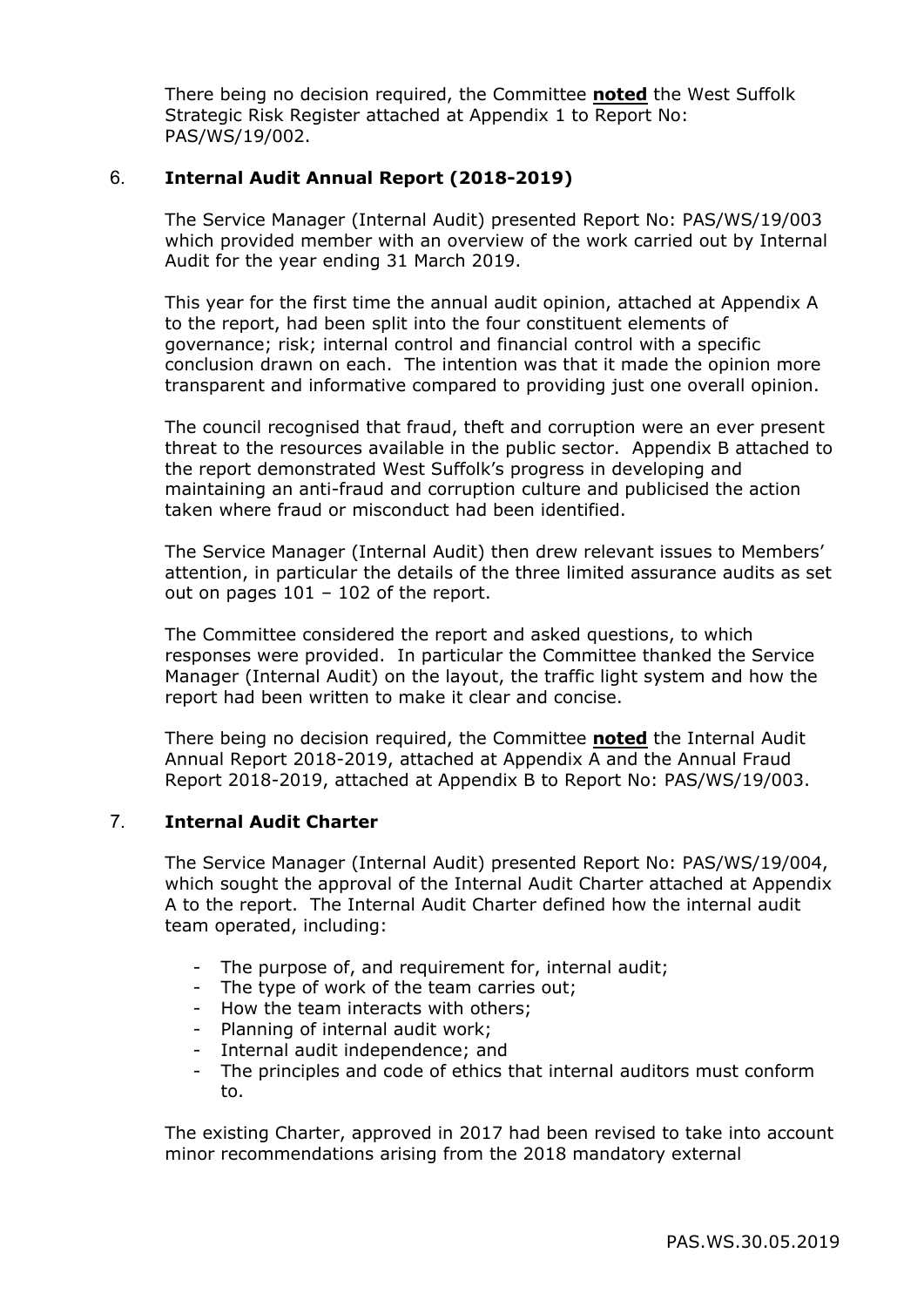There being no decision required, the Committee **noted** the West Suffolk Strategic Risk Register attached at Appendix 1 to Report No: PAS/WS/19/002.

## 6. Internal Audit Annual Report (2018-2019)

The Service Manager (Internal Audit) presented Report No: PAS/WS/19/003 which provided member with an overview of the work carried out by Internal Audit for the year ending 31 March 2019.

This year for the first time the annual audit opinion, attached at Appendix A to the report, had been split into the four constituent elements of governance; risk; internal control and financial control with a specific conclusion drawn on each. The intention was that it made the opinion more transparent and informative compared to providing just one overall opinion.

The council recognised that fraud, theft and corruption were an ever present threat to the resources available in the public sector. Appendix B attached to the report demonstrated West Suffolk's progress in developing and maintaining an anti-fraud and corruption culture and publicised the action taken where fraud or misconduct had been identified.

The Service Manager (Internal Audit) then drew relevant issues to Members' attention, in particular the details of the three limited assurance audits as set out on pages 101 – 102 of the report.

The Committee considered the report and asked questions, to which responses were provided. In particular the Committee thanked the Service Manager (Internal Audit) on the layout, the traffic light system and how the report had been written to make it clear and concise.

There being no decision required, the Committee **noted** the Internal Audit Annual Report 2018-2019, attached at Appendix A and the Annual Fraud Report 2018-2019, attached at Appendix B to Report No: PAS/WS/19/003.

## 7. Internal Audit Charter

The Service Manager (Internal Audit) presented Report No: PAS/WS/19/004, which sought the approval of the Internal Audit Charter attached at Appendix A to the report. The Internal Audit Charter defined how the internal audit team operated, including:

- The purpose of, and requirement for, internal audit;
- The type of work of the team carries out;
- How the team interacts with others;
- Planning of internal audit work;
- Internal audit independence; and
- The principles and code of ethics that internal auditors must conform to.

The existing Charter, approved in 2017 had been revised to take into account minor recommendations arising from the 2018 mandatory external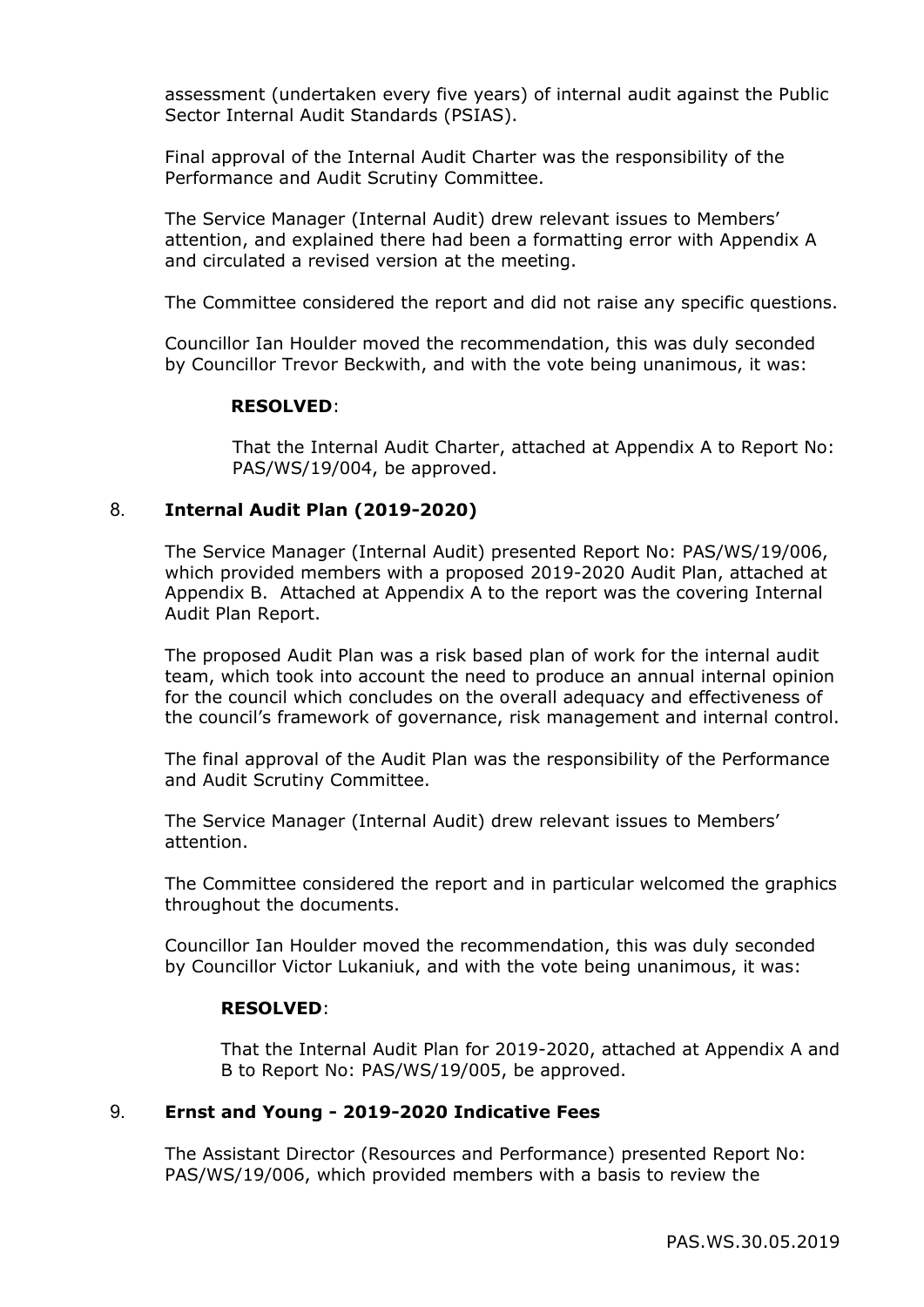assessment (undertaken every five years) of internal audit against the Public Sector Internal Audit Standards (PSIAS).

Final approval of the Internal Audit Charter was the responsibility of the Performance and Audit Scrutiny Committee.

The Service Manager (Internal Audit) drew relevant issues to Members' attention, and explained there had been a formatting error with Appendix A and circulated a revised version at the meeting.

The Committee considered the report and did not raise any specific questions.

Councillor Ian Houlder moved the recommendation, this was duly seconded by Councillor Trevor Beckwith, and with the vote being unanimous, it was:

> **RESOLVED**:
>
> That the Internal Audit Charter, attached at Appendix A to Report No: PAS/WS/19/004, be approved.

## 8. **Internal Audit Plan (2019-2020)**

The Service Manager (Internal Audit) presented Report No: PAS/WS/19/006, which provided members with a proposed 2019-2020 Audit Plan, attached at Appendix B. Attached at Appendix A to the report was the covering Internal Audit Plan Report.

The proposed Audit Plan was a risk based plan of work for the internal audit team, which took into account the need to produce an annual internal opinion for the council which concludes on the overall adequacy and effectiveness of the council's framework of governance, risk management and internal control.

The final approval of the Audit Plan was the responsibility of the Performance and Audit Scrutiny Committee.

The Service Manager (Internal Audit) drew relevant issues to Members' attention.

The Committee considered the report and in particular welcomed the graphics throughout the documents.

Councillor Ian Houlder moved the recommendation, this was duly seconded by Councillor Victor Lukaniuk, and with the vote being unanimous, it was:

> **RESOLVED**:
>
> That the Internal Audit Plan for 2019-2020, attached at Appendix A and B to Report No: PAS/WS/19/005, be approved.

## 9. **Ernst and Young - 2019-2020 Indicative Fees**

The Assistant Director (Resources and Performance) presented Report No: PAS/WS/19/006, which provided members with a basis to review the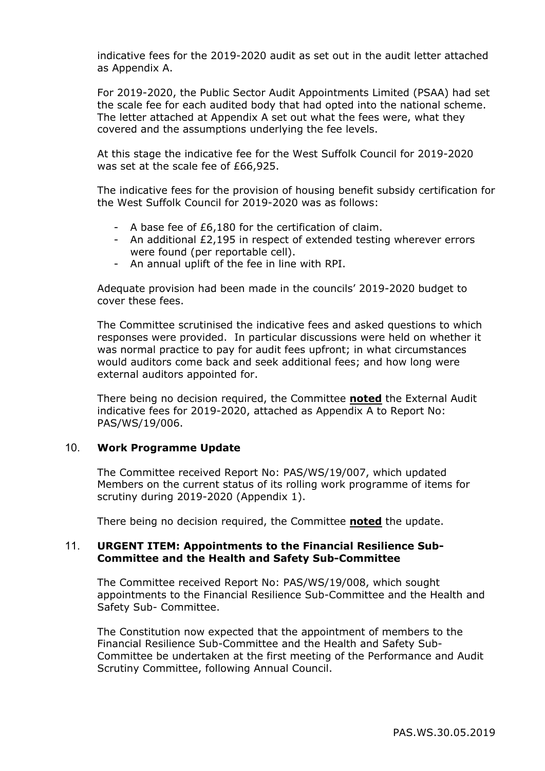indicative fees for the 2019-2020 audit as set out in the audit letter attached as Appendix A.

For 2019-2020, the Public Sector Audit Appointments Limited (PSAA) had set the scale fee for each audited body that had opted into the national scheme. The letter attached at Appendix A set out what the fees were, what they covered and the assumptions underlying the fee levels.

At this stage the indicative fee for the West Suffolk Council for 2019-2020 was set at the scale fee of £66,925.

The indicative fees for the provision of housing benefit subsidy certification for the West Suffolk Council for 2019-2020 was as follows:

- A base fee of £6,180 for the certification of claim.
- An additional £2,195 in respect of extended testing wherever errors were found (per reportable cell).
- An annual uplift of the fee in line with RPI.

Adequate provision had been made in the councils' 2019-2020 budget to cover these fees.

The Committee scrutinised the indicative fees and asked questions to which responses were provided. In particular discussions were held on whether it was normal practice to pay for audit fees upfront; in what circumstances would auditors come back and seek additional fees; and how long were external auditors appointed for.

There being no decision required, the Committee **noted** the External Audit indicative fees for 2019-2020, attached as Appendix A to Report No: PAS/WS/19/006.

## 10. Work Programme Update

The Committee received Report No: PAS/WS/19/007, which updated Members on the current status of its rolling work programme of items for scrutiny during 2019-2020 (Appendix 1).

There being no decision required, the Committee **noted** the update.

## 11. URGENT ITEM: Appointments to the Financial Resilience Sub-Committee and the Health and Safety Sub-Committee

The Committee received Report No: PAS/WS/19/008, which sought appointments to the Financial Resilience Sub-Committee and the Health and Safety Sub- Committee.

The Constitution now expected that the appointment of members to the Financial Resilience Sub-Committee and the Health and Safety Sub-Committee be undertaken at the first meeting of the Performance and Audit Scrutiny Committee, following Annual Council.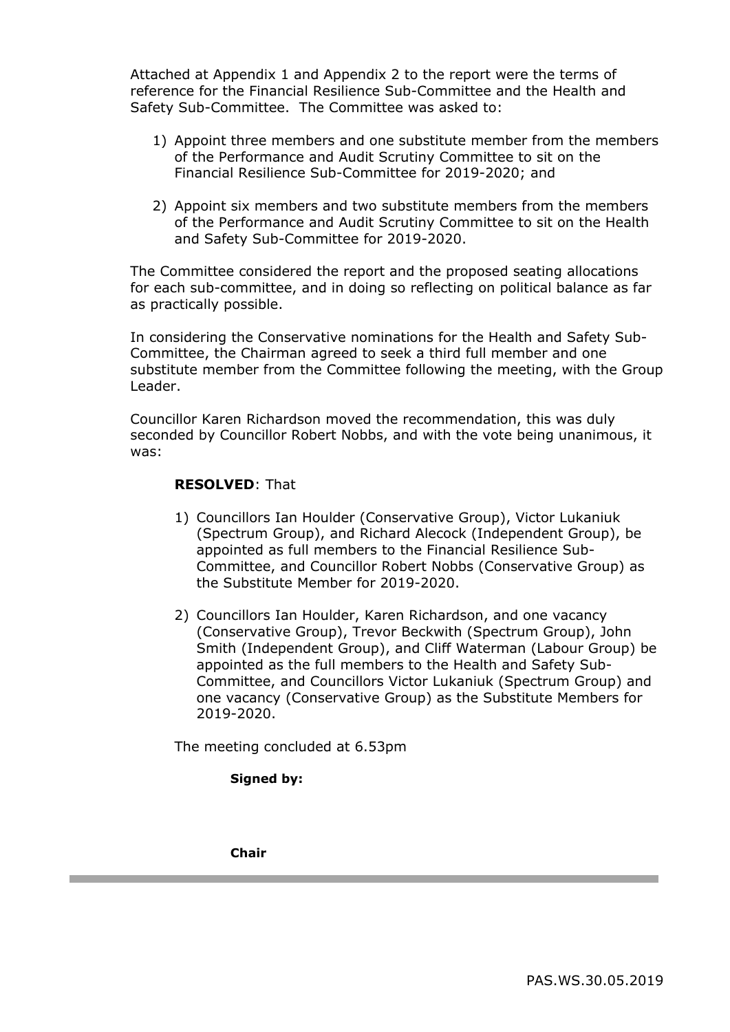Attached at Appendix 1 and Appendix 2 to the report were the terms of reference for the Financial Resilience Sub-Committee and the Health and Safety Sub-Committee. The Committee was asked to:

1) Appoint three members and one substitute member from the members of the Performance and Audit Scrutiny Committee to sit on the Financial Resilience Sub-Committee for 2019-2020; and

2) Appoint six members and two substitute members from the members of the Performance and Audit Scrutiny Committee to sit on the Health and Safety Sub-Committee for 2019-2020.

The Committee considered the report and the proposed seating allocations for each sub-committee, and in doing so reflecting on political balance as far as practically possible.

In considering the Conservative nominations for the Health and Safety Sub-Committee, the Chairman agreed to seek a third full member and one substitute member from the Committee following the meeting, with the Group Leader.

Councillor Karen Richardson moved the recommendation, this was duly seconded by Councillor Robert Nobbs, and with the vote being unanimous, it was:

**RESOLVED**: That

1) Councillors Ian Houlder (Conservative Group), Victor Lukaniuk (Spectrum Group), and Richard Alecock (Independent Group), be appointed as full members to the Financial Resilience Sub-Committee, and Councillor Robert Nobbs (Conservative Group) as the Substitute Member for 2019-2020.

2) Councillors Ian Houlder, Karen Richardson, and one vacancy (Conservative Group), Trevor Beckwith (Spectrum Group), John Smith (Independent Group), and Cliff Waterman (Labour Group) be appointed as the full members to the Health and Safety Sub-Committee, and Councillors Victor Lukaniuk (Spectrum Group) and one vacancy (Conservative Group) as the Substitute Members for 2019-2020.

The meeting concluded at 6.53pm

**Signed by:**

**Chair**

PAS.WS.30.05.2019